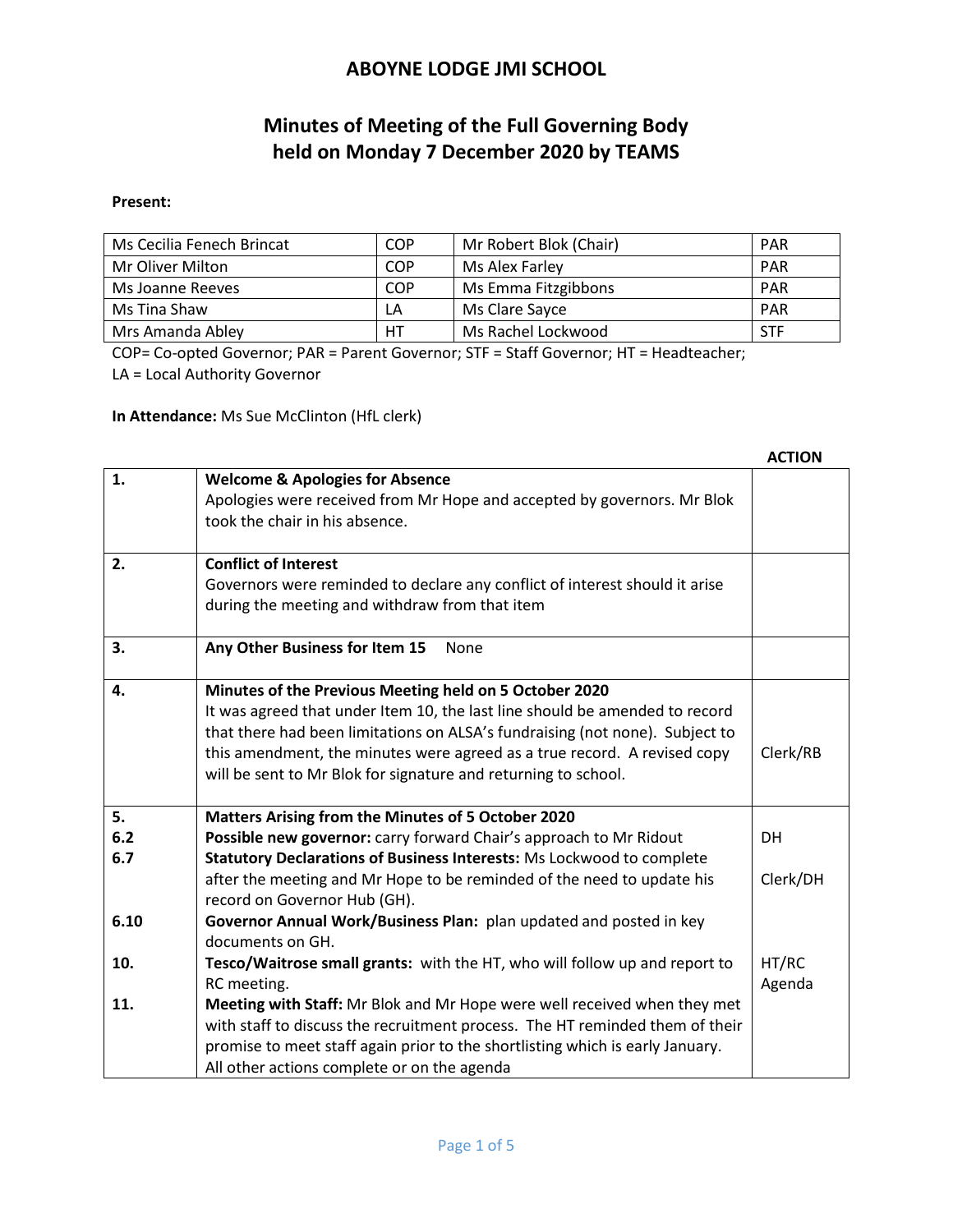# ABOYNE LODGE JMI SCHOOL

## Minutes of Meeting of the Full Governing Body held on Monday 7 December 2020 by TEAMS

**Present:**

| | | | |
|---|---|---|---|
| Ms Cecilia Fenech Brincat | COP | Mr Robert Blok (Chair) | PAR |
| Mr Oliver Milton | COP | Ms Alex Farley | PAR |
| Ms Joanne Reeves | COP | Ms Emma Fitzgibbons | PAR |
| Ms Tina Shaw | LA | Ms Clare Sayce | PAR |
| Mrs Amanda Abley | HT | Ms Rachel Lockwood | STF |

COP= Co-opted Governor; PAR = Parent Governor; STF = Staff Governor; HT = Headteacher; LA = Local Authority Governor

**In Attendance:** Ms Sue McClinton (HfL clerk)

| | | **ACTION** |
|---|---|---|
| **1.** | **Welcome & Apologies for Absence**<br>Apologies were received from Mr Hope and accepted by governors. Mr Blok took the chair in his absence. | |
| **2.** | **Conflict of Interest**<br>Governors were reminded to declare any conflict of interest should it arise during the meeting and withdraw from that item | |
| **3.** | **Any Other Business for Item 15** None | |
| **4.** | **Minutes of the Previous Meeting held on 5 October 2020**<br>It was agreed that under Item 10, the last line should be amended to record that there had been limitations on ALSA's fundraising (not none). Subject to this amendment, the minutes were agreed as a true record. A revised copy will be sent to Mr Blok for signature and returning to school. | Clerk/RB |
| **5.** | **Matters Arising from the Minutes of 5 October 2020** | |
| **6.2** | **Possible new governor:** carry forward Chair's approach to Mr Ridout | DH |
| **6.7** | **Statutory Declarations of Business Interests:** Ms Lockwood to complete after the meeting and Mr Hope to be reminded of the need to update his record on Governor Hub (GH). | Clerk/DH |
| **6.10** | **Governor Annual Work/Business Plan:** plan updated and posted in key documents on GH. | |
| **10.** | **Tesco/Waitrose small grants:** with the HT, who will follow up and report to RC meeting. | HT/RC Agenda |
| **11.** | **Meeting with Staff:** Mr Blok and Mr Hope were well received when they met with staff to discuss the recruitment process. The HT reminded them of their promise to meet staff again prior to the shortlisting which is early January.<br>All other actions complete or on the agenda | |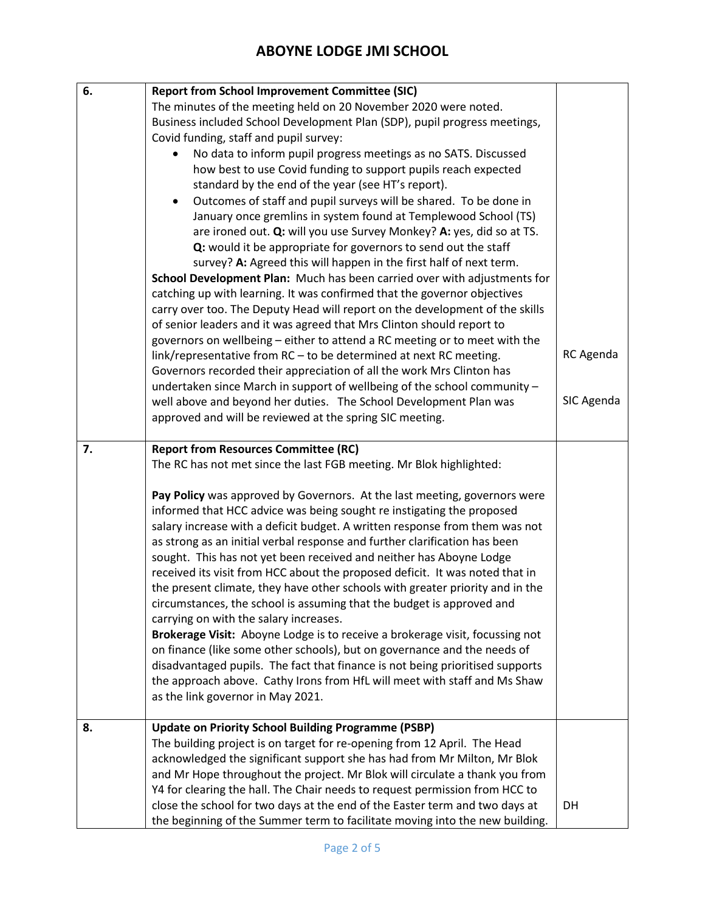| | | |
|---|---|---|
| 6. | **Report from School Improvement Committee (SIC)**<br>The minutes of the meeting held on 20 November 2020 were noted. Business included School Development Plan (SDP), pupil progress meetings, Covid funding, staff and pupil survey:<br>• No data to inform pupil progress meetings as no SATS. Discussed how best to use Covid funding to support pupils reach expected standard by the end of the year (see HT's report).<br>• Outcomes of staff and pupil surveys will be shared. To be done in January once gremlins in system found at Templewood School (TS) are ironed out. **Q:** will you use Survey Monkey? **A:** yes, did so at TS. **Q:** would it be appropriate for governors to send out the staff survey? **A:** Agreed this will happen in the first half of next term.<br>**School Development Plan:** Much has been carried over with adjustments for catching up with learning. It was confirmed that the governor objectives carry over too. The Deputy Head will report on the development of the skills of senior leaders and it was agreed that Mrs Clinton should report to governors on wellbeing – either to attend a RC meeting or to meet with the link/representative from RC – to be determined at next RC meeting. Governors recorded their appreciation of all the work Mrs Clinton has undertaken since March in support of wellbeing of the school community – well above and beyond her duties. The School Development Plan was approved and will be reviewed at the spring SIC meeting. | RC Agenda<br><br>SIC Agenda |
| 7. | **Report from Resources Committee (RC)**<br>The RC has not met since the last FGB meeting. Mr Blok highlighted:<br><br>**Pay Policy** was approved by Governors. At the last meeting, governors were informed that HCC advice was being sought re instigating the proposed salary increase with a deficit budget. A written response from them was not as strong as an initial verbal response and further clarification has been sought. This has not yet been received and neither has Aboyne Lodge received its visit from HCC about the proposed deficit. It was noted that in the present climate, they have other schools with greater priority and in the circumstances, the school is assuming that the budget is approved and carrying on with the salary increases.<br>**Brokerage Visit:** Aboyne Lodge is to receive a brokerage visit, focussing not on finance (like some other schools), but on governance and the needs of disadvantaged pupils. The fact that finance is not being prioritised supports the approach above. Cathy Irons from HfL will meet with staff and Ms Shaw as the link governor in May 2021. | |
| 8. | **Update on Priority School Building Programme (PSBP)**<br>The building project is on target for re-opening from 12 April. The Head acknowledged the significant support she has had from Mr Milton, Mr Blok and Mr Hope throughout the project. Mr Blok will circulate a thank you from Y4 for clearing the hall. The Chair needs to request permission from HCC to close the school for two days at the end of the Easter term and two days at the beginning of the Summer term to facilitate moving into the new building. | DH |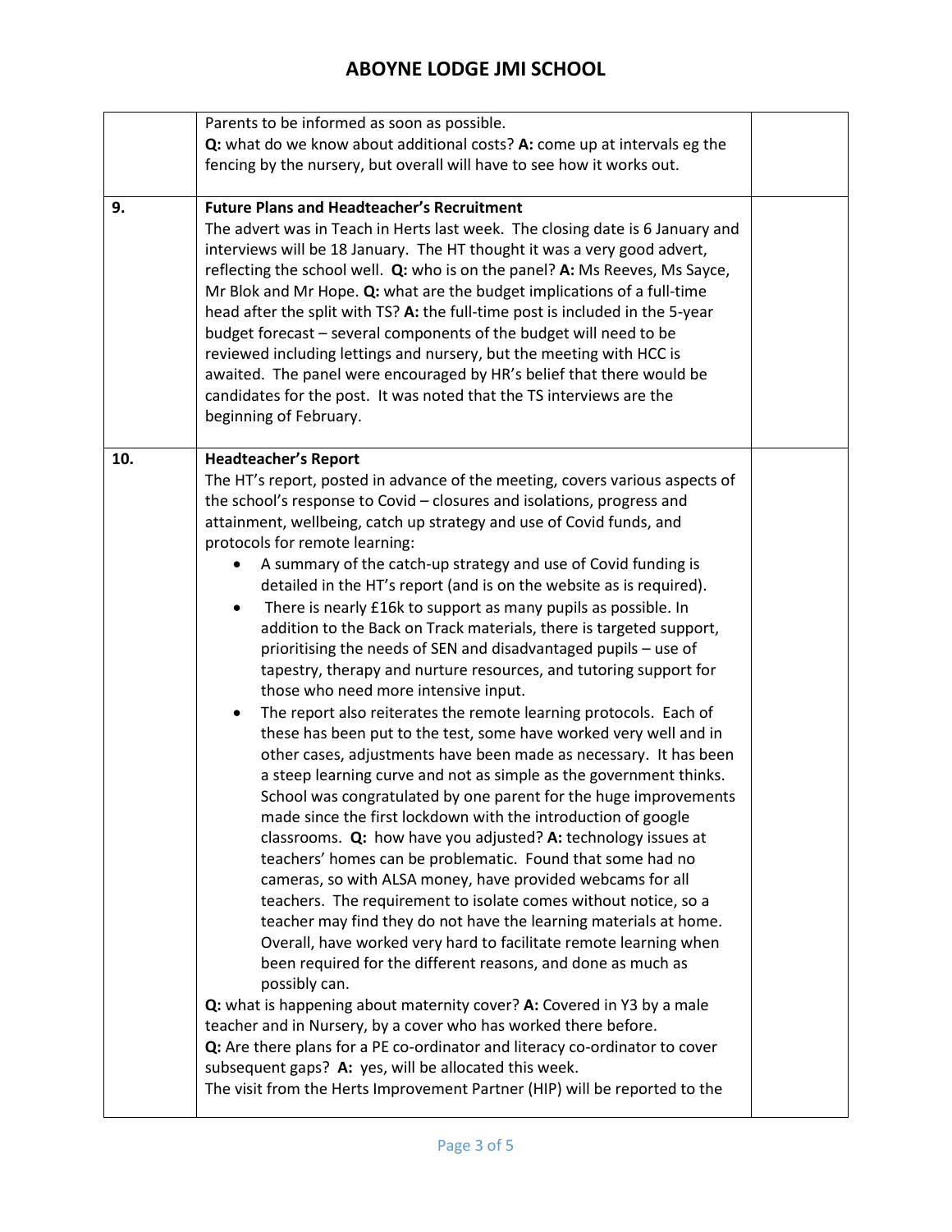| | | |
|---|---|---|
| | Parents to be informed as soon as possible. **Q:** what do we know about additional costs? **A:** come up at intervals eg the fencing by the nursery, but overall will have to see how it works out. | |
| 9. | **Future Plans and Headteacher's Recruitment**<br>The advert was in Teach in Herts last week. The closing date is 6 January and interviews will be 18 January. The HT thought it was a very good advert, reflecting the school well. **Q:** who is on the panel? **A:** Ms Reeves, Ms Sayce, Mr Blok and Mr Hope. **Q:** what are the budget implications of a full-time head after the split with TS? **A:** the full-time post is included in the 5-year budget forecast – several components of the budget will need to be reviewed including lettings and nursery, but the meeting with HCC is awaited. The panel were encouraged by HR's belief that there would be candidates for the post. It was noted that the TS interviews are the beginning of February. | |
| 10. | **Headteacher's Report**<br>The HT's report, posted in advance of the meeting, covers various aspects of the school's response to Covid – closures and isolations, progress and attainment, wellbeing, catch up strategy and use of Covid funds, and protocols for remote learning:<br>• A summary of the catch-up strategy and use of Covid funding is detailed in the HT's report (and is on the website as is required).<br>• There is nearly £16k to support as many pupils as possible. In addition to the Back on Track materials, there is targeted support, prioritising the needs of SEN and disadvantaged pupils – use of tapestry, therapy and nurture resources, and tutoring support for those who need more intensive input.<br>• The report also reiterates the remote learning protocols. Each of these has been put to the test, some have worked very well and in other cases, adjustments have been made as necessary. It has been a steep learning curve and not as simple as the government thinks. School was congratulated by one parent for the huge improvements made since the first lockdown with the introduction of google classrooms. **Q:** how have you adjusted? **A:** technology issues at teachers' homes can be problematic. Found that some had no cameras, so with ALSA money, have provided webcams for all teachers. The requirement to isolate comes without notice, so a teacher may find they do not have the learning materials at home. Overall, have worked very hard to facilitate remote learning when been required for the different reasons, and done as much as possibly can.<br>**Q:** what is happening about maternity cover? **A:** Covered in Y3 by a male teacher and in Nursery, by a cover who has worked there before.<br>**Q:** Are there plans for a PE co-ordinator and literacy co-ordinator to cover subsequent gaps? **A:** yes, will be allocated this week.<br>The visit from the Herts Improvement Partner (HIP) will be reported to the | |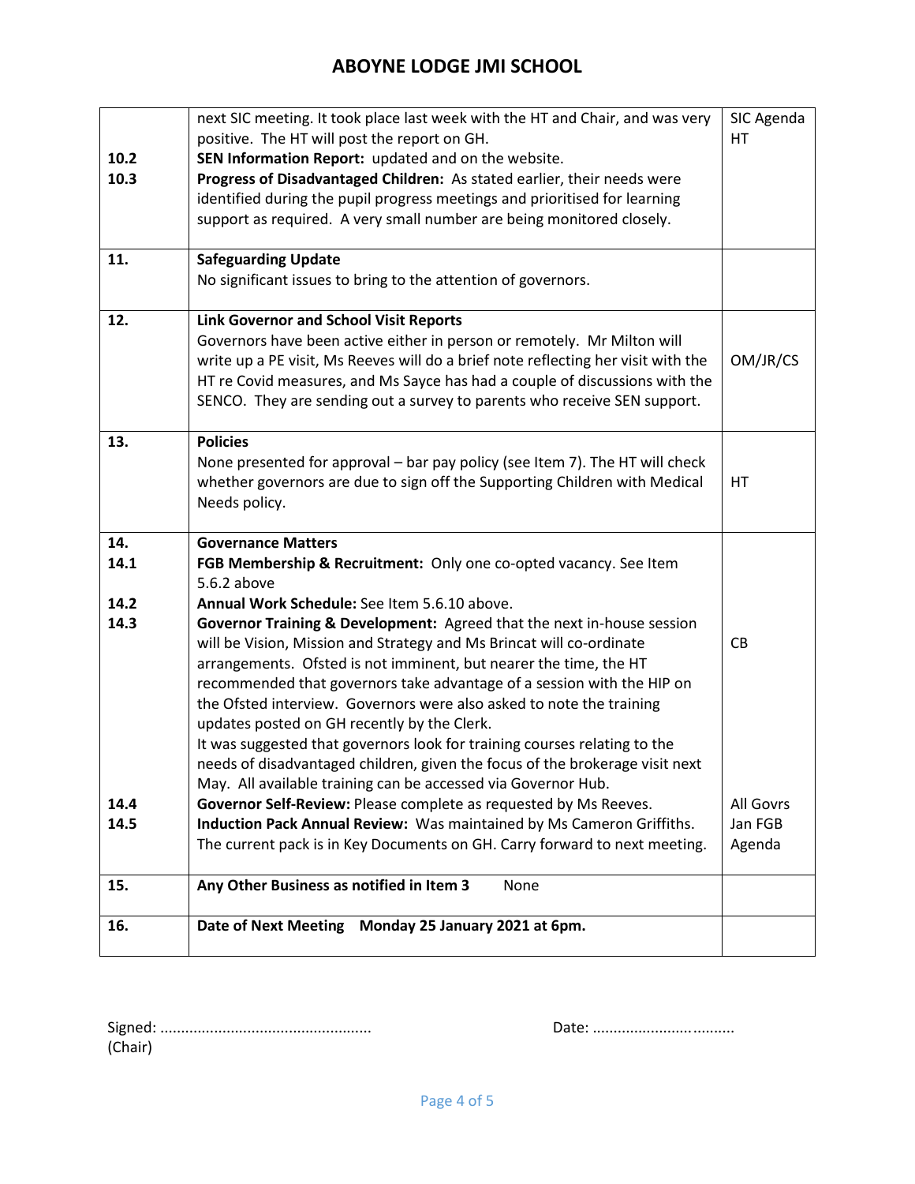| | | |
|---|---|---|
| <br>10.2<br>10.3 | next SIC meeting. It took place last week with the HT and Chair, and was very positive. The HT will post the report on GH.<br>**SEN Information Report:** updated and on the website.<br>**Progress of Disadvantaged Children:** As stated earlier, their needs were identified during the pupil progress meetings and prioritised for learning support as required. A very small number are being monitored closely. | SIC Agenda<br>HT |
| **11.** | **Safeguarding Update**<br>No significant issues to bring to the attention of governors. | |
| **12.** | **Link Governor and School Visit Reports**<br>Governors have been active either in person or remotely. Mr Milton will write up a PE visit, Ms Reeves will do a brief note reflecting her visit with the HT re Covid measures, and Ms Sayce has had a couple of discussions with the SENCO. They are sending out a survey to parents who receive SEN support. | OM/JR/CS |
| **13.** | **Policies**<br>None presented for approval – bar pay policy (see Item 7). The HT will check whether governors are due to sign off the Supporting Children with Medical Needs policy. | HT |
| **14.**<br>**14.1**<br><br>**14.2**<br>**14.3**<br><br><br><br><br><br><br><br><br>**14.4**<br>**14.5** | **Governance Matters**<br>**FGB Membership & Recruitment:** Only one co-opted vacancy. See Item 5.6.2 above<br>**Annual Work Schedule:** See Item 5.6.10 above.<br>**Governor Training & Development:** Agreed that the next in-house session will be Vision, Mission and Strategy and Ms Brincat will co-ordinate arrangements. Ofsted is not imminent, but nearer the time, the HT recommended that governors take advantage of a session with the HIP on the Ofsted interview. Governors were also asked to note the training updates posted on GH recently by the Clerk.<br>It was suggested that governors look for training courses relating to the needs of disadvantaged children, given the focus of the brokerage visit next May. All available training can be accessed via Governor Hub.<br>**Governor Self-Review:** Please complete as requested by Ms Reeves.<br>**Induction Pack Annual Review:** Was maintained by Ms Cameron Griffiths. The current pack is in Key Documents on GH. Carry forward to next meeting. | <br><br><br><br><br>CB<br><br><br><br><br><br><br><br>All Govrs<br>Jan FGB Agenda |
| **15.** | **Any Other Business as notified in Item 3** None | |
| **16.** | **Date of Next Meeting Monday 25 January 2021 at 6pm.** | |

Signed: ..................................................
(Chair)

Date: ..............................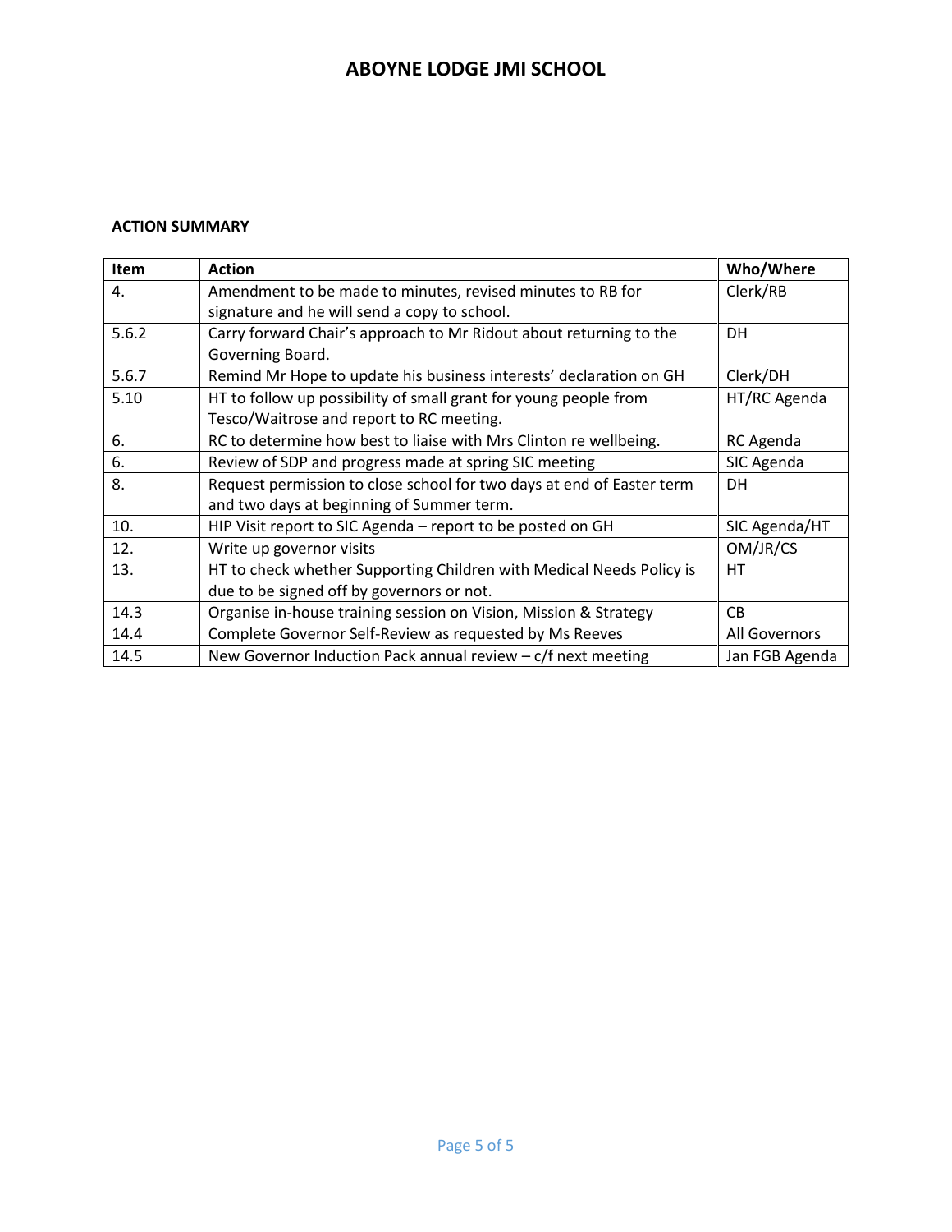## ACTION SUMMARY

| Item | Action | Who/Where |
|---|---|---|
| 4. | Amendment to be made to minutes, revised minutes to RB for signature and he will send a copy to school. | Clerk/RB |
| 5.6.2 | Carry forward Chair's approach to Mr Ridout about returning to the Governing Board. | DH |
| 5.6.7 | Remind Mr Hope to update his business interests' declaration on GH | Clerk/DH |
| 5.10 | HT to follow up possibility of small grant for young people from Tesco/Waitrose and report to RC meeting. | HT/RC Agenda |
| 6. | RC to determine how best to liaise with Mrs Clinton re wellbeing. | RC Agenda |
| 6. | Review of SDP and progress made at spring SIC meeting | SIC Agenda |
| 8. | Request permission to close school for two days at end of Easter term and two days at beginning of Summer term. | DH |
| 10. | HIP Visit report to SIC Agenda – report to be posted on GH | SIC Agenda/HT |
| 12. | Write up governor visits | OM/JR/CS |
| 13. | HT to check whether Supporting Children with Medical Needs Policy is due to be signed off by governors or not. | HT |
| 14.3 | Organise in-house training session on Vision, Mission & Strategy | CB |
| 14.4 | Complete Governor Self-Review as requested by Ms Reeves | All Governors |
| 14.5 | New Governor Induction Pack annual review – c/f next meeting | Jan FGB Agenda |